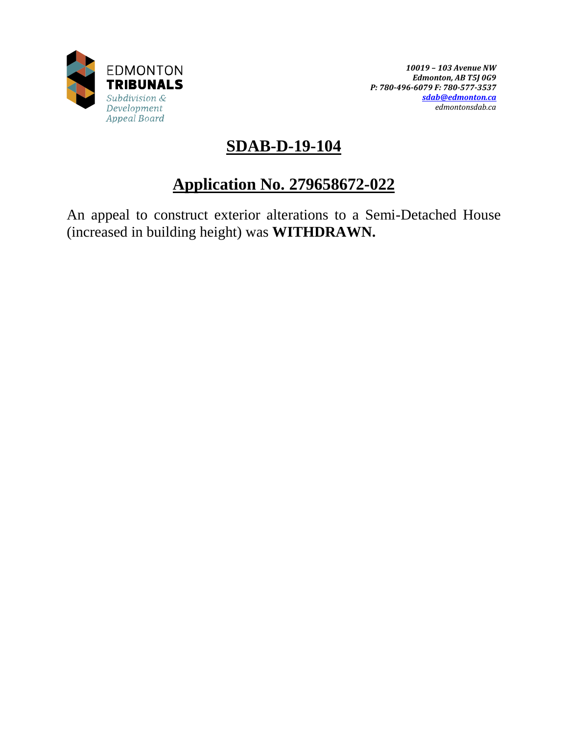EDMONTON
**TRIBUNALS**
*Subdivision & Development Appeal Board*

***10019 – 103 Avenue NW***
***Edmonton, AB T5J 0G9***
***P: 780-496-6079 F: 780-577-3537***
***sdab@edmonton.ca***
*edmontonsdab.ca*

# SDAB-D-19-104

## Application No. 279658672-022

An appeal to construct exterior alterations to a Semi-Detached House (increased in building height) was **WITHDRAWN.**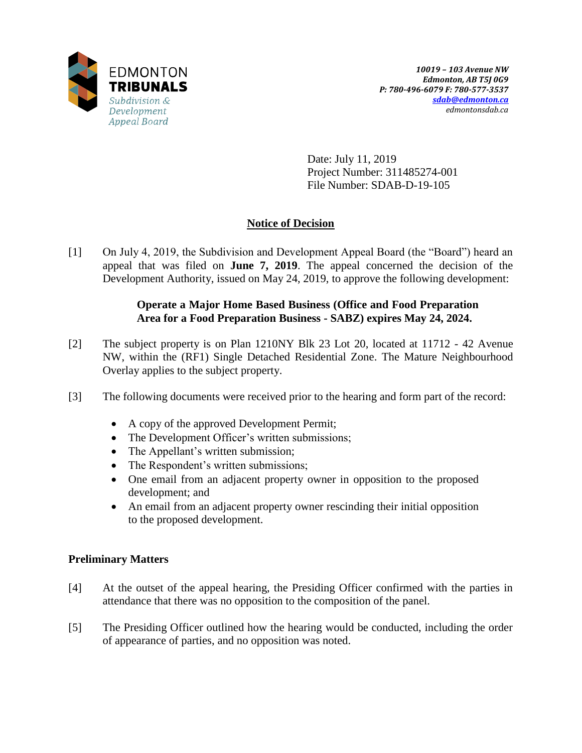EDMONTON TRIBUNALS
Subdivision & Development Appeal Board

*10019 – 103 Avenue NW*
*Edmonton, AB T5J 0G9*
*P: 780-496-6079 F: 780-577-3537*
*sdab@edmonton.ca*
*edmontonsdab.ca*

Date: July 11, 2019
Project Number: 311485274-001
File Number: SDAB-D-19-105

## Notice of Decision

[1] On July 4, 2019, the Subdivision and Development Appeal Board (the "Board") heard an appeal that was filed on **June 7, 2019**. The appeal concerned the decision of the Development Authority, issued on May 24, 2019, to approve the following development:

> **Operate a Major Home Based Business (Office and Food Preparation Area for a Food Preparation Business - SABZ) expires May 24, 2024.**

[2] The subject property is on Plan 1210NY Blk 23 Lot 20, located at 11712 - 42 Avenue NW, within the (RF1) Single Detached Residential Zone. The Mature Neighbourhood Overlay applies to the subject property.

[3] The following documents were received prior to the hearing and form part of the record:

- A copy of the approved Development Permit;
- The Development Officer's written submissions;
- The Appellant's written submission;
- The Respondent's written submissions;
- One email from an adjacent property owner in opposition to the proposed development; and
- An email from an adjacent property owner rescinding their initial opposition to the proposed development.

### Preliminary Matters

[4] At the outset of the appeal hearing, the Presiding Officer confirmed with the parties in attendance that there was no opposition to the composition of the panel.

[5] The Presiding Officer outlined how the hearing would be conducted, including the order of appearance of parties, and no opposition was noted.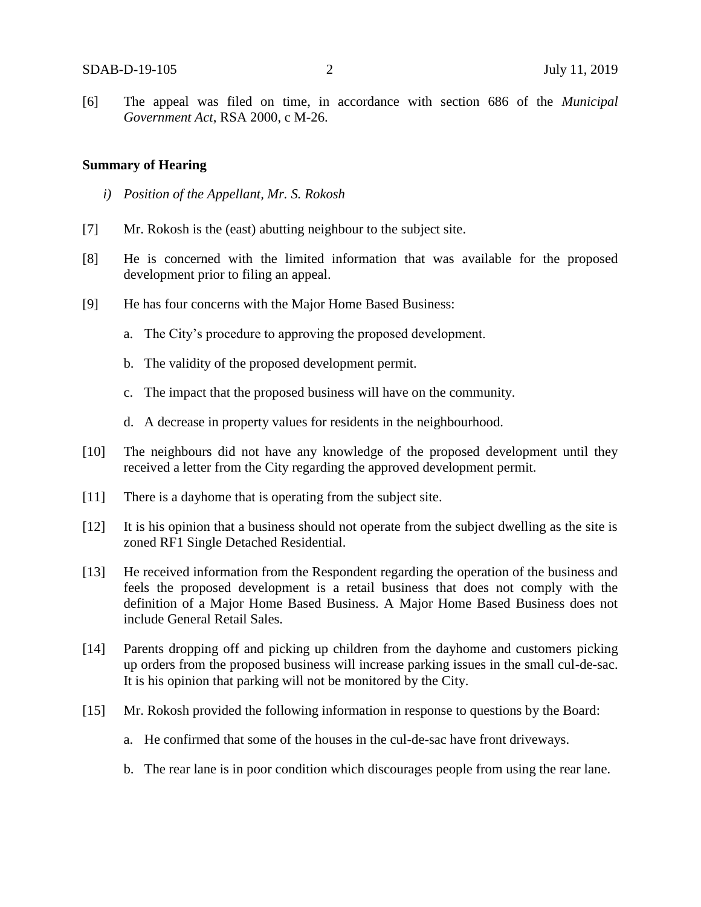[6] The appeal was filed on time, in accordance with section 686 of the *Municipal Government Act*, RSA 2000, c M-26.

**Summary of Hearing**

*i) Position of the Appellant, Mr. S. Rokosh*

[7] Mr. Rokosh is the (east) abutting neighbour to the subject site.

[8] He is concerned with the limited information that was available for the proposed development prior to filing an appeal.

[9] He has four concerns with the Major Home Based Business:

a. The City's procedure to approving the proposed development.

b. The validity of the proposed development permit.

c. The impact that the proposed business will have on the community.

d. A decrease in property values for residents in the neighbourhood.

[10] The neighbours did not have any knowledge of the proposed development until they received a letter from the City regarding the approved development permit.

[11] There is a dayhome that is operating from the subject site.

[12] It is his opinion that a business should not operate from the subject dwelling as the site is zoned RF1 Single Detached Residential.

[13] He received information from the Respondent regarding the operation of the business and feels the proposed development is a retail business that does not comply with the definition of a Major Home Based Business. A Major Home Based Business does not include General Retail Sales.

[14] Parents dropping off and picking up children from the dayhome and customers picking up orders from the proposed business will increase parking issues in the small cul-de-sac. It is his opinion that parking will not be monitored by the City.

[15] Mr. Rokosh provided the following information in response to questions by the Board:

a. He confirmed that some of the houses in the cul-de-sac have front driveways.

b. The rear lane is in poor condition which discourages people from using the rear lane.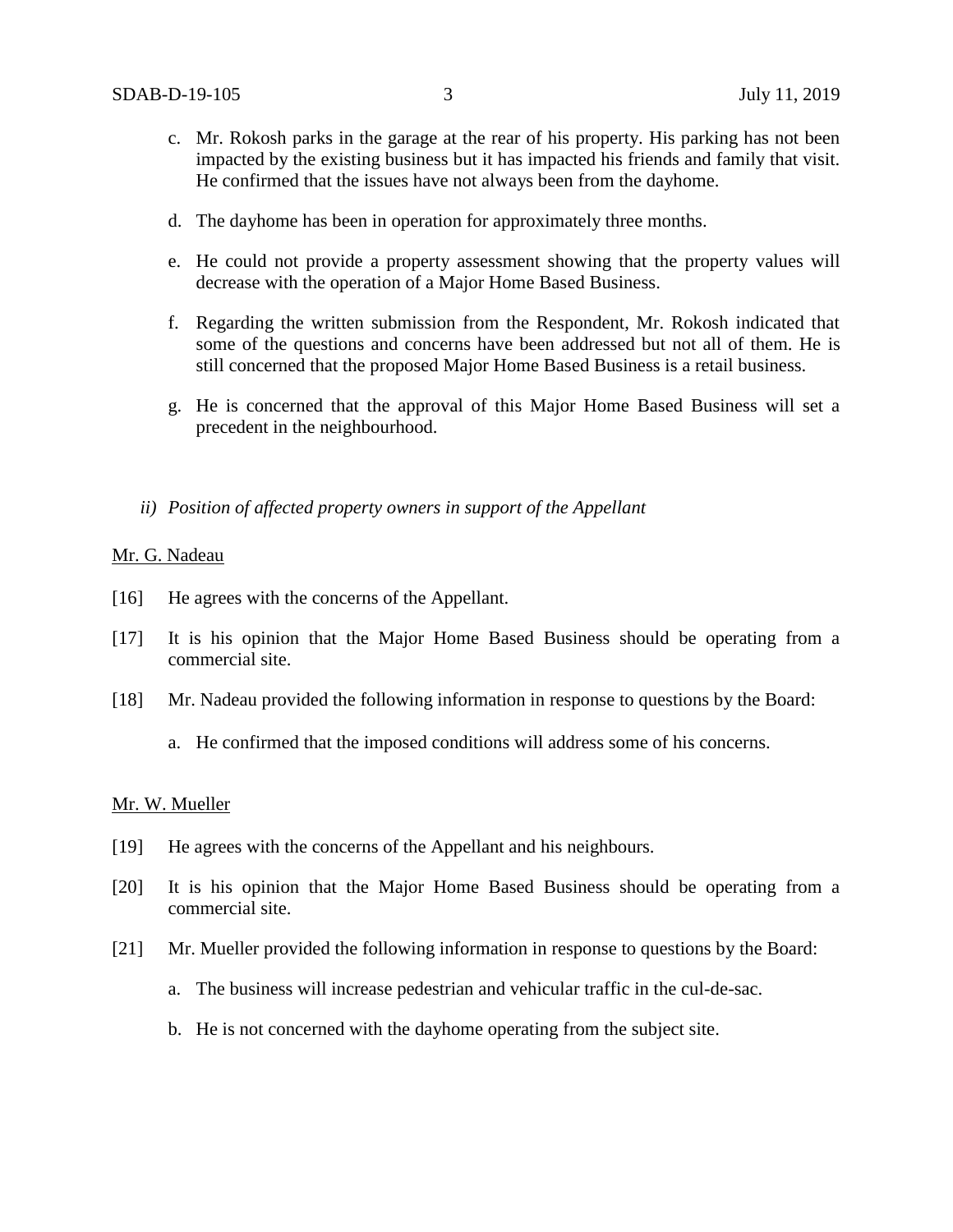c. Mr. Rokosh parks in the garage at the rear of his property. His parking has not been impacted by the existing business but it has impacted his friends and family that visit. He confirmed that the issues have not always been from the dayhome.

d. The dayhome has been in operation for approximately three months.

e. He could not provide a property assessment showing that the property values will decrease with the operation of a Major Home Based Business.

f. Regarding the written submission from the Respondent, Mr. Rokosh indicated that some of the questions and concerns have been addressed but not all of them. He is still concerned that the proposed Major Home Based Business is a retail business.

g. He is concerned that the approval of this Major Home Based Business will set a precedent in the neighbourhood.

*ii) Position of affected property owners in support of the Appellant*

Mr. G. Nadeau

[16] He agrees with the concerns of the Appellant.

[17] It is his opinion that the Major Home Based Business should be operating from a commercial site.

[18] Mr. Nadeau provided the following information in response to questions by the Board:

a. He confirmed that the imposed conditions will address some of his concerns.

Mr. W. Mueller

[19] He agrees with the concerns of the Appellant and his neighbours.

[20] It is his opinion that the Major Home Based Business should be operating from a commercial site.

[21] Mr. Mueller provided the following information in response to questions by the Board:

a. The business will increase pedestrian and vehicular traffic in the cul-de-sac.

b. He is not concerned with the dayhome operating from the subject site.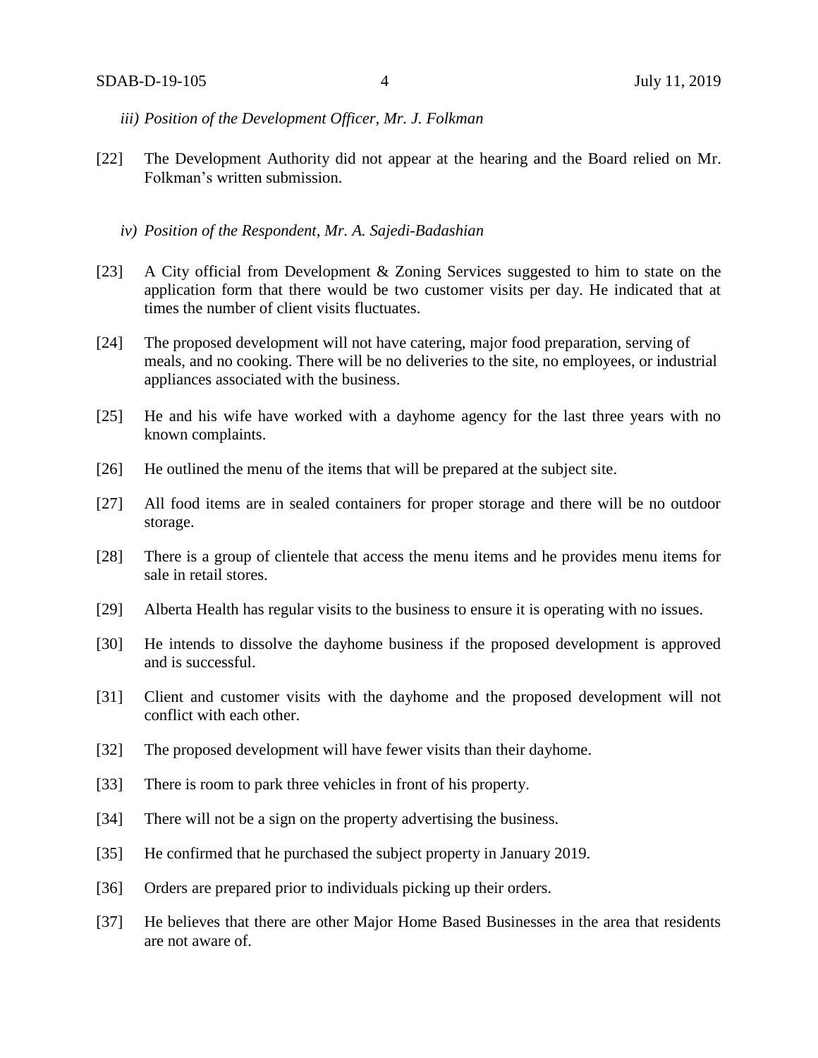*iii) Position of the Development Officer, Mr. J. Folkman*

[22] The Development Authority did not appear at the hearing and the Board relied on Mr. Folkman's written submission.

*iv) Position of the Respondent, Mr. A. Sajedi-Badashian*

[23] A City official from Development & Zoning Services suggested to him to state on the application form that there would be two customer visits per day. He indicated that at times the number of client visits fluctuates.

[24] The proposed development will not have catering, major food preparation, serving of meals, and no cooking. There will be no deliveries to the site, no employees, or industrial appliances associated with the business.

[25] He and his wife have worked with a dayhome agency for the last three years with no known complaints.

[26] He outlined the menu of the items that will be prepared at the subject site.

[27] All food items are in sealed containers for proper storage and there will be no outdoor storage.

[28] There is a group of clientele that access the menu items and he provides menu items for sale in retail stores.

[29] Alberta Health has regular visits to the business to ensure it is operating with no issues.

[30] He intends to dissolve the dayhome business if the proposed development is approved and is successful.

[31] Client and customer visits with the dayhome and the proposed development will not conflict with each other.

[32] The proposed development will have fewer visits than their dayhome.

[33] There is room to park three vehicles in front of his property.

[34] There will not be a sign on the property advertising the business.

[35] He confirmed that he purchased the subject property in January 2019.

[36] Orders are prepared prior to individuals picking up their orders.

[37] He believes that there are other Major Home Based Businesses in the area that residents are not aware of.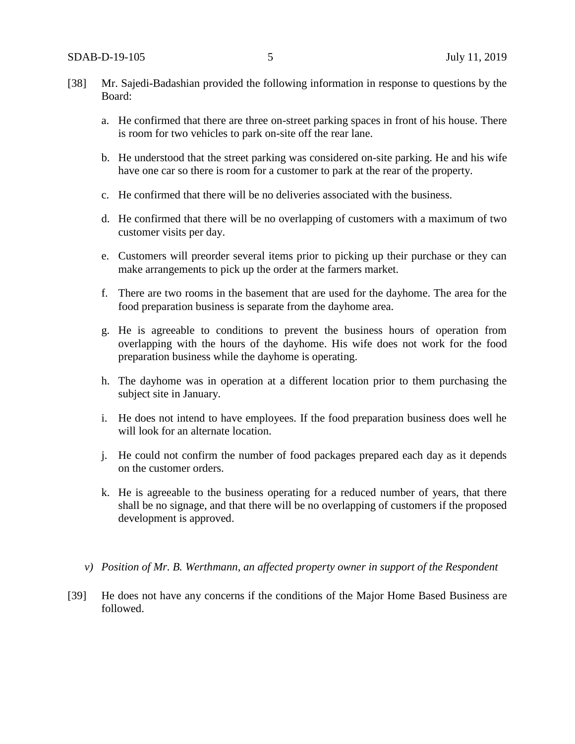[38] Mr. Sajedi-Badashian provided the following information in response to questions by the Board:

a. He confirmed that there are three on-street parking spaces in front of his house. There is room for two vehicles to park on-site off the rear lane.

b. He understood that the street parking was considered on-site parking. He and his wife have one car so there is room for a customer to park at the rear of the property.

c. He confirmed that there will be no deliveries associated with the business.

d. He confirmed that there will be no overlapping of customers with a maximum of two customer visits per day.

e. Customers will preorder several items prior to picking up their purchase or they can make arrangements to pick up the order at the farmers market.

f. There are two rooms in the basement that are used for the dayhome. The area for the food preparation business is separate from the dayhome area.

g. He is agreeable to conditions to prevent the business hours of operation from overlapping with the hours of the dayhome. His wife does not work for the food preparation business while the dayhome is operating.

h. The dayhome was in operation at a different location prior to them purchasing the subject site in January.

i. He does not intend to have employees. If the food preparation business does well he will look for an alternate location.

j. He could not confirm the number of food packages prepared each day as it depends on the customer orders.

k. He is agreeable to the business operating for a reduced number of years, that there shall be no signage, and that there will be no overlapping of customers if the proposed development is approved.

*v) Position of Mr. B. Werthmann, an affected property owner in support of the Respondent*

[39] He does not have any concerns if the conditions of the Major Home Based Business are followed.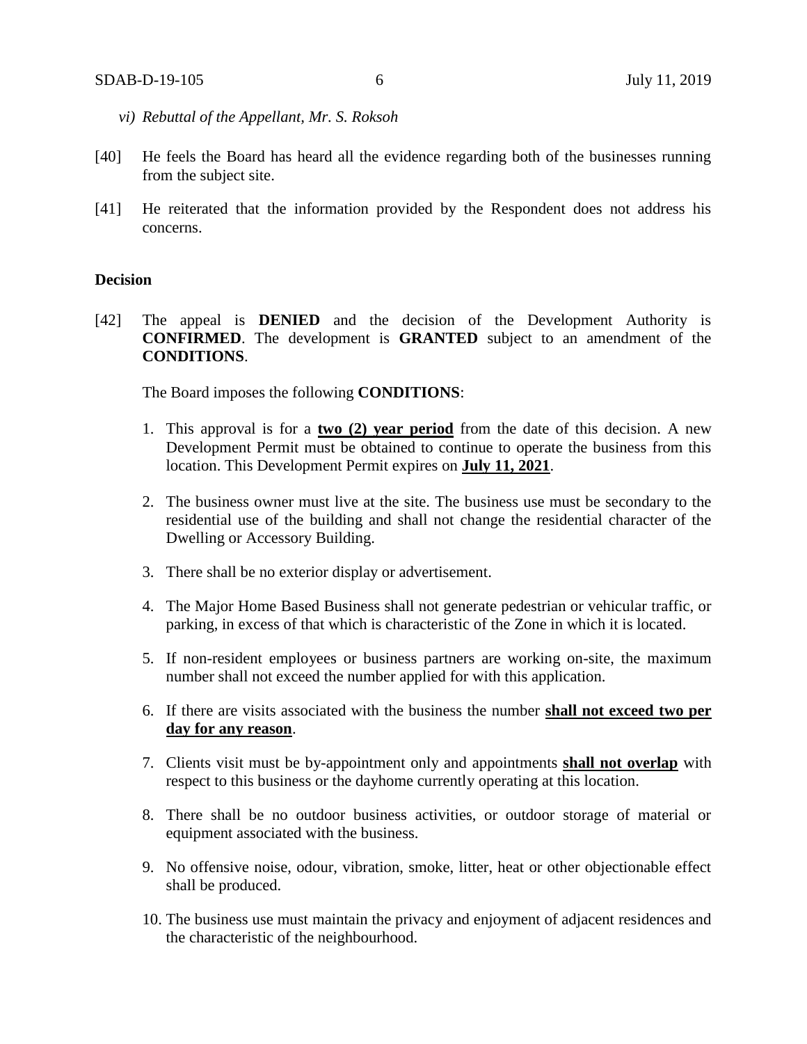*vi) Rebuttal of the Appellant, Mr. S. Roksoh*

[40] He feels the Board has heard all the evidence regarding both of the businesses running from the subject site.

[41] He reiterated that the information provided by the Respondent does not address his concerns.

**Decision**

[42] The appeal is **DENIED** and the decision of the Development Authority is **CONFIRMED**. The development is **GRANTED** subject to an amendment of the **CONDITIONS**.

The Board imposes the following **CONDITIONS**:

1. This approval is for a **two (2) year period** from the date of this decision. A new Development Permit must be obtained to continue to operate the business from this location. This Development Permit expires on **July 11, 2021**.

2. The business owner must live at the site. The business use must be secondary to the residential use of the building and shall not change the residential character of the Dwelling or Accessory Building.

3. There shall be no exterior display or advertisement.

4. The Major Home Based Business shall not generate pedestrian or vehicular traffic, or parking, in excess of that which is characteristic of the Zone in which it is located.

5. If non-resident employees or business partners are working on-site, the maximum number shall not exceed the number applied for with this application.

6. If there are visits associated with the business the number **shall not exceed two per day for any reason**.

7. Clients visit must be by-appointment only and appointments **shall not overlap** with respect to this business or the dayhome currently operating at this location.

8. There shall be no outdoor business activities, or outdoor storage of material or equipment associated with the business.

9. No offensive noise, odour, vibration, smoke, litter, heat or other objectionable effect shall be produced.

10. The business use must maintain the privacy and enjoyment of adjacent residences and the characteristic of the neighbourhood.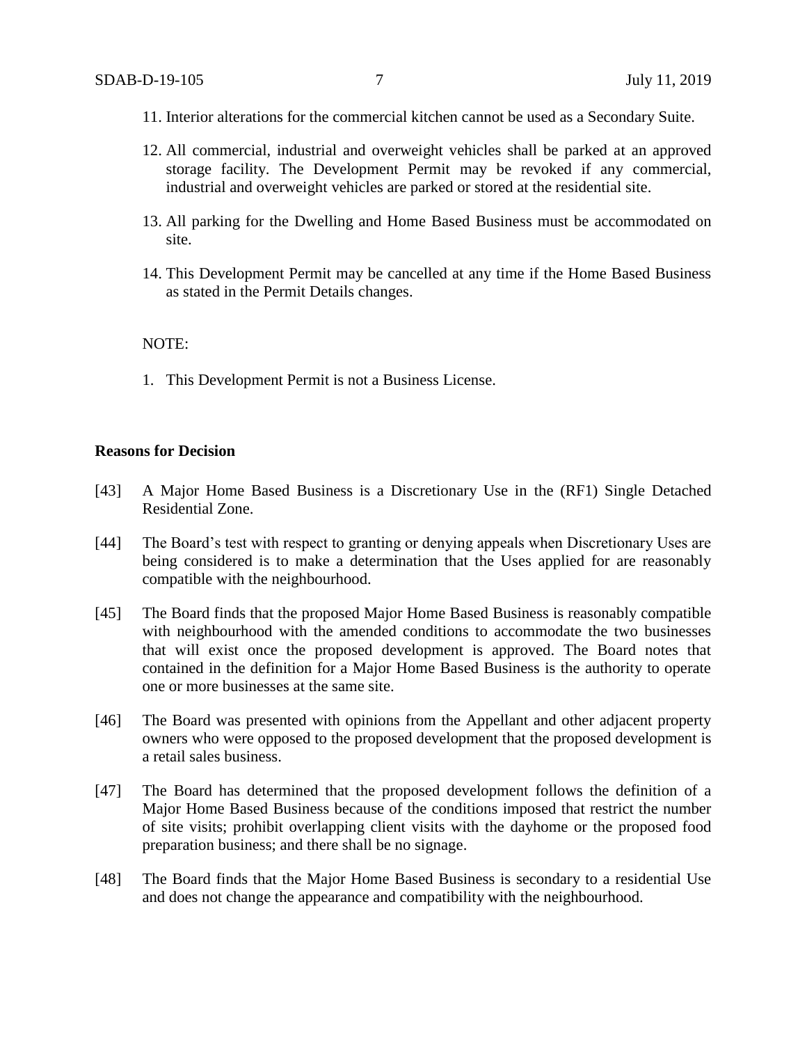11. Interior alterations for the commercial kitchen cannot be used as a Secondary Suite.

12. All commercial, industrial and overweight vehicles shall be parked at an approved storage facility. The Development Permit may be revoked if any commercial, industrial and overweight vehicles are parked or stored at the residential site.

13. All parking for the Dwelling and Home Based Business must be accommodated on site.

14. This Development Permit may be cancelled at any time if the Home Based Business as stated in the Permit Details changes.

NOTE:

1. This Development Permit is not a Business License.

**Reasons for Decision**

[43] A Major Home Based Business is a Discretionary Use in the (RF1) Single Detached Residential Zone.

[44] The Board's test with respect to granting or denying appeals when Discretionary Uses are being considered is to make a determination that the Uses applied for are reasonably compatible with the neighbourhood.

[45] The Board finds that the proposed Major Home Based Business is reasonably compatible with neighbourhood with the amended conditions to accommodate the two businesses that will exist once the proposed development is approved. The Board notes that contained in the definition for a Major Home Based Business is the authority to operate one or more businesses at the same site.

[46] The Board was presented with opinions from the Appellant and other adjacent property owners who were opposed to the proposed development that the proposed development is a retail sales business.

[47] The Board has determined that the proposed development follows the definition of a Major Home Based Business because of the conditions imposed that restrict the number of site visits; prohibit overlapping client visits with the dayhome or the proposed food preparation business; and there shall be no signage.

[48] The Board finds that the Major Home Based Business is secondary to a residential Use and does not change the appearance and compatibility with the neighbourhood.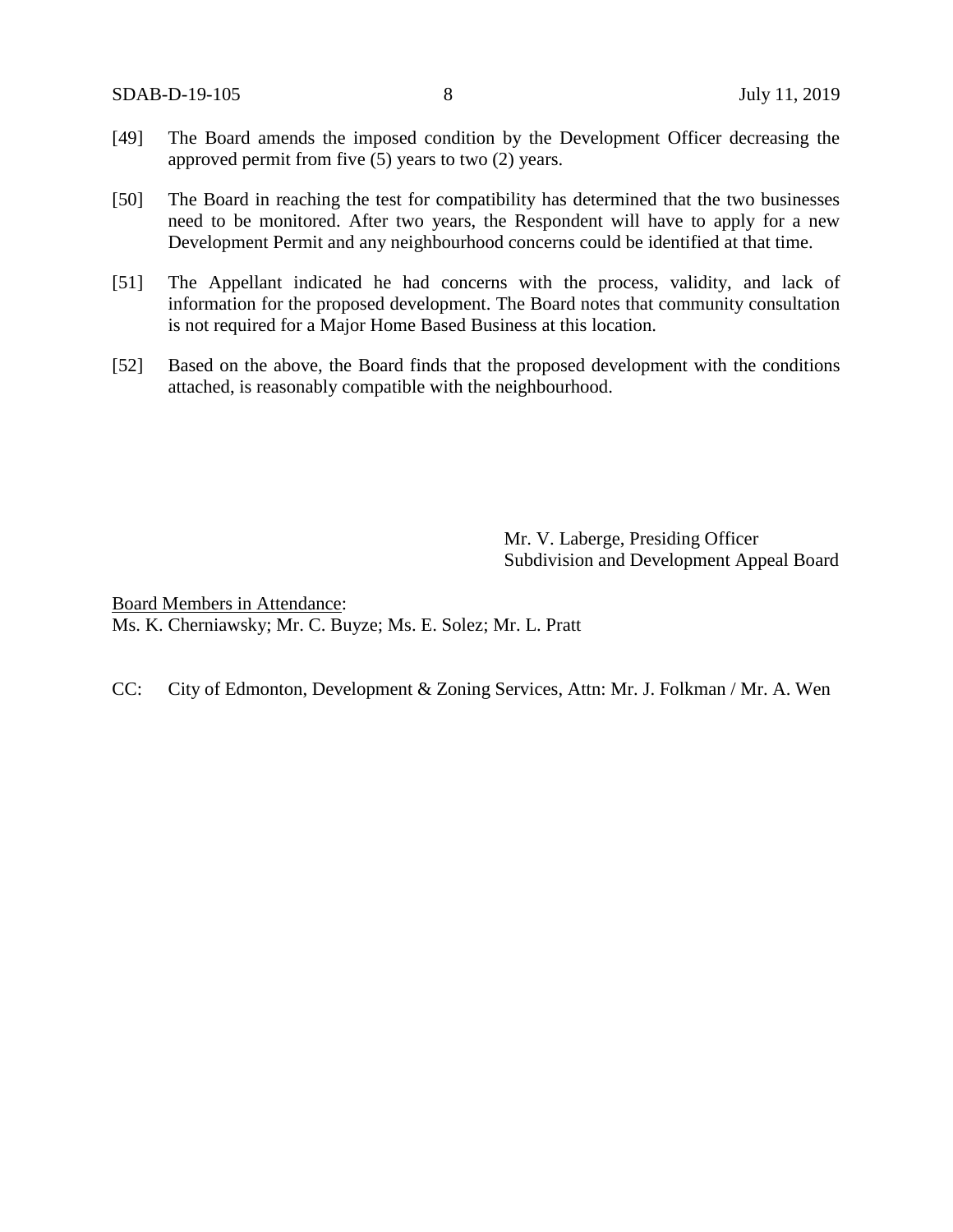[49] The Board amends the imposed condition by the Development Officer decreasing the approved permit from five (5) years to two (2) years.

[50] The Board in reaching the test for compatibility has determined that the two businesses need to be monitored. After two years, the Respondent will have to apply for a new Development Permit and any neighbourhood concerns could be identified at that time.

[51] The Appellant indicated he had concerns with the process, validity, and lack of information for the proposed development. The Board notes that community consultation is not required for a Major Home Based Business at this location.

[52] Based on the above, the Board finds that the proposed development with the conditions attached, is reasonably compatible with the neighbourhood.

Mr. V. Laberge, Presiding Officer
Subdivision and Development Appeal Board

Board Members in Attendance:
Ms. K. Cherniawsky; Mr. C. Buyze; Ms. E. Solez; Mr. L. Pratt

CC: City of Edmonton, Development & Zoning Services, Attn: Mr. J. Folkman / Mr. A. Wen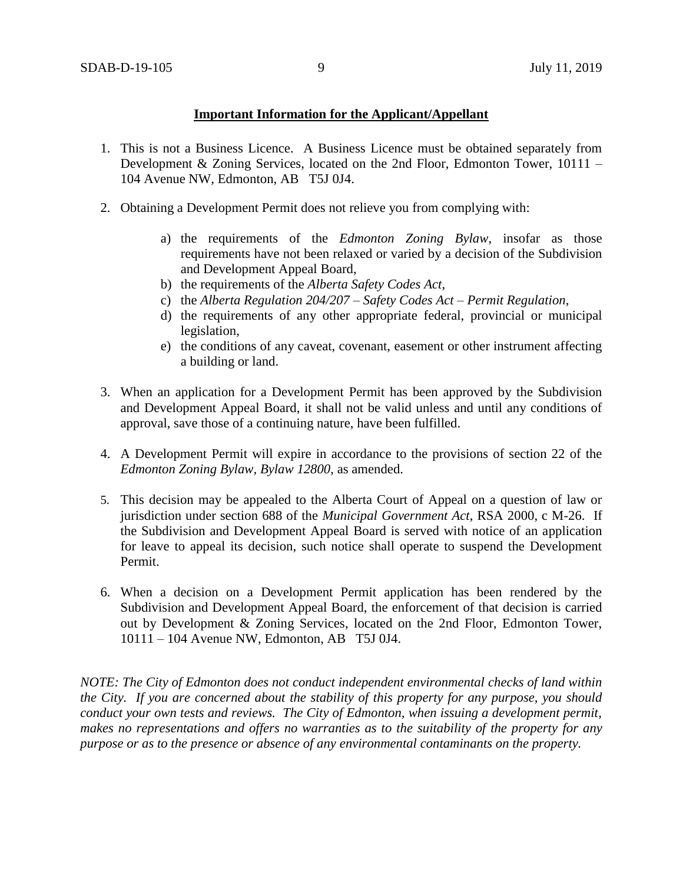**Important Information for the Applicant/Appellant**

1. This is not a Business Licence. A Business Licence must be obtained separately from Development & Zoning Services, located on the 2nd Floor, Edmonton Tower, 10111 – 104 Avenue NW, Edmonton, AB T5J 0J4.

2. Obtaining a Development Permit does not relieve you from complying with:

   a) the requirements of the *Edmonton Zoning Bylaw*, insofar as those requirements have not been relaxed or varied by a decision of the Subdivision and Development Appeal Board,
   b) the requirements of the *Alberta Safety Codes Act*,
   c) the *Alberta Regulation 204/207 – Safety Codes Act – Permit Regulation*,
   d) the requirements of any other appropriate federal, provincial or municipal legislation,
   e) the conditions of any caveat, covenant, easement or other instrument affecting a building or land.

3. When an application for a Development Permit has been approved by the Subdivision and Development Appeal Board, it shall not be valid unless and until any conditions of approval, save those of a continuing nature, have been fulfilled.

4. A Development Permit will expire in accordance to the provisions of section 22 of the *Edmonton Zoning Bylaw, Bylaw 12800*, as amended.

5. This decision may be appealed to the Alberta Court of Appeal on a question of law or jurisdiction under section 688 of the *Municipal Government Act*, RSA 2000, c M-26. If the Subdivision and Development Appeal Board is served with notice of an application for leave to appeal its decision, such notice shall operate to suspend the Development Permit.

6. When a decision on a Development Permit application has been rendered by the Subdivision and Development Appeal Board, the enforcement of that decision is carried out by Development & Zoning Services, located on the 2nd Floor, Edmonton Tower, 10111 – 104 Avenue NW, Edmonton, AB T5J 0J4.

*NOTE: The City of Edmonton does not conduct independent environmental checks of land within the City. If you are concerned about the stability of this property for any purpose, you should conduct your own tests and reviews. The City of Edmonton, when issuing a development permit, makes no representations and offers no warranties as to the suitability of the property for any purpose or as to the presence or absence of any environmental contaminants on the property.*